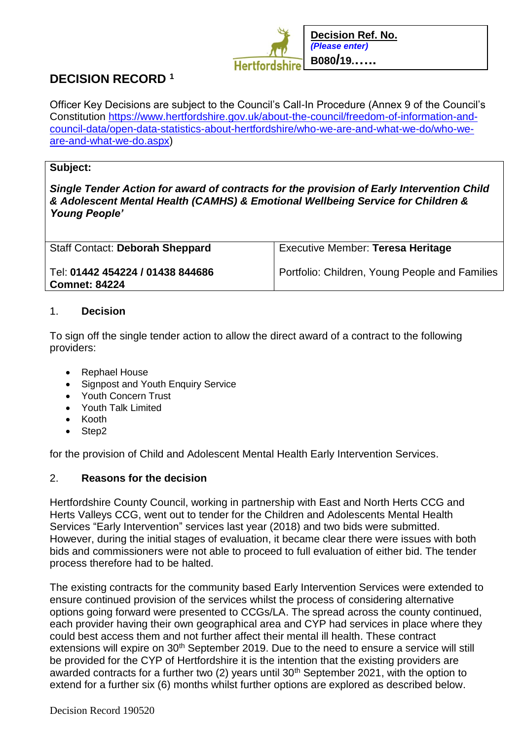| **Decision Ref. No.** *(Please enter)* **B080/19……** |
| --- |

# DECISION RECORD [1]

Officer Key Decisions are subject to the Council's Call-In Procedure (Annex 9 of the Council's Constitution https://www.hertfordshire.gov.uk/about-the-council/freedom-of-information-and-council-data/open-data-statistics-about-hertfordshire/who-we-are-and-what-we-do/who-we-are-and-what-we-do.aspx)

| **Subject:** *Single Tender Action for award of contracts for the provision of Early Intervention Child & Adolescent Mental Health (CAMHS) & Emotional Wellbeing Service for Children & Young People'* | |
| --- | --- |
| Staff Contact: **Deborah Sheppard** | Executive Member: **Teresa Heritage** |
| Tel: **01442 454224 / 01438 844686** **Comnet: 84224** | Portfolio: Children, Young People and Families |

## 1. Decision

To sign off the single tender action to allow the direct award of a contract to the following providers:

- Rephael House
- Signpost and Youth Enquiry Service
- Youth Concern Trust
- Youth Talk Limited
- Kooth
- Step2

for the provision of Child and Adolescent Mental Health Early Intervention Services.

## 2. Reasons for the decision

Hertfordshire County Council, working in partnership with East and North Herts CCG and Herts Valleys CCG, went out to tender for the Children and Adolescents Mental Health Services "Early Intervention" services last year (2018) and two bids were submitted. However, during the initial stages of evaluation, it became clear there were issues with both bids and commissioners were not able to proceed to full evaluation of either bid. The tender process therefore had to be halted.

The existing contracts for the community based Early Intervention Services were extended to ensure continued provision of the services whilst the process of considering alternative options going forward were presented to CCGs/LA. The spread across the county continued, each provider having their own geographical area and CYP had services in place where they could best access them and not further affect their mental ill health. These contract extensions will expire on 30th September 2019. Due to the need to ensure a service will still be provided for the CYP of Hertfordshire it is the intention that the existing providers are awarded contracts for a further two (2) years until 30th September 2021, with the option to extend for a further six (6) months whilst further options are explored as described below.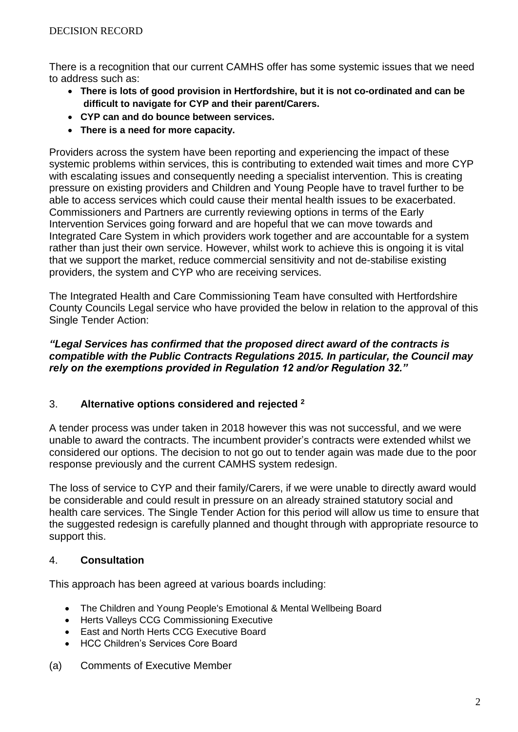There is a recognition that our current CAMHS offer has some systemic issues that we need to address such as:

- **There is lots of good provision in Hertfordshire, but it is not co-ordinated and can be difficult to navigate for CYP and their parent/Carers.**
- **CYP can and do bounce between services.**
- **There is a need for more capacity.**

Providers across the system have been reporting and experiencing the impact of these systemic problems within services, this is contributing to extended wait times and more CYP with escalating issues and consequently needing a specialist intervention. This is creating pressure on existing providers and Children and Young People have to travel further to be able to access services which could cause their mental health issues to be exacerbated. Commissioners and Partners are currently reviewing options in terms of the Early Intervention Services going forward and are hopeful that we can move towards and Integrated Care System in which providers work together and are accountable for a system rather than just their own service. However, whilst work to achieve this is ongoing it is vital that we support the market, reduce commercial sensitivity and not de-stabilise existing providers, the system and CYP who are receiving services.

The Integrated Health and Care Commissioning Team have consulted with Hertfordshire County Councils Legal service who have provided the below in relation to the approval of this Single Tender Action:

***"Legal Services has confirmed that the proposed direct award of the contracts is compatible with the Public Contracts Regulations 2015. In particular, the Council may rely on the exemptions provided in Regulation 12 and/or Regulation 32."***

## 3. **Alternative options considered and rejected [2]**

A tender process was under taken in 2018 however this was not successful, and we were unable to award the contracts. The incumbent provider's contracts were extended whilst we considered our options. The decision to not go out to tender again was made due to the poor response previously and the current CAMHS system redesign.

The loss of service to CYP and their family/Carers, if we were unable to directly award would be considerable and could result in pressure on an already strained statutory social and health care services. The Single Tender Action for this period will allow us time to ensure that the suggested redesign is carefully planned and thought through with appropriate resource to support this.

## 4. **Consultation**

This approach has been agreed at various boards including:

- The Children and Young People's Emotional & Mental Wellbeing Board
- Herts Valleys CCG Commissioning Executive
- East and North Herts CCG Executive Board
- HCC Children's Services Core Board

(a) Comments of Executive Member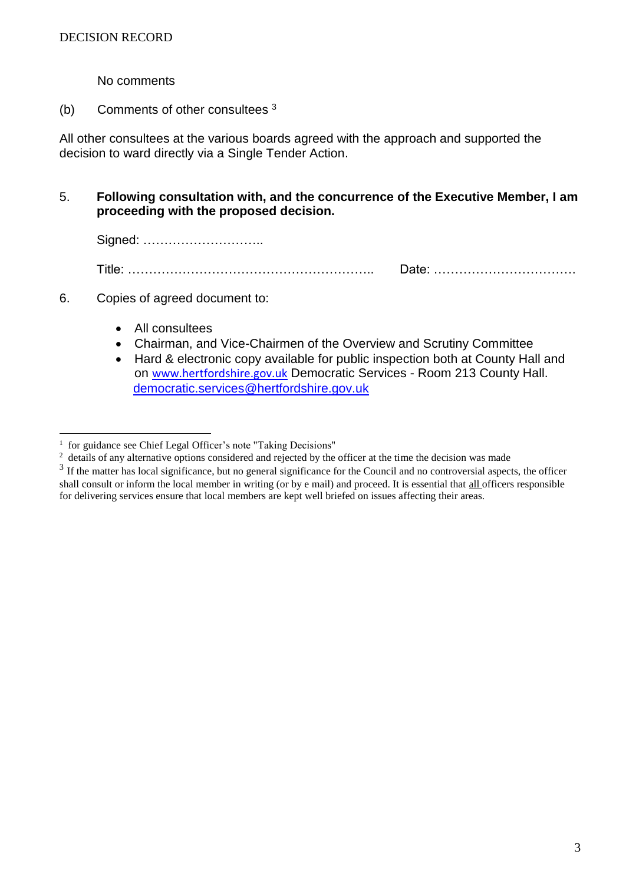No comments

(b) Comments of other consultees [3]

All other consultees at the various boards agreed with the approach and supported the decision to ward directly via a Single Tender Action.

5. **Following consultation with, and the concurrence of the Executive Member, I am proceeding with the proposed decision.**

Signed: ………………………..

Title: …………………………………………………..  Date: …………………………….

6. Copies of agreed document to:

- All consultees
- Chairman, and Vice-Chairmen of the Overview and Scrutiny Committee
- Hard & electronic copy available for public inspection both at County Hall and on www.hertfordshire.gov.uk Democratic Services - Room 213 County Hall. democratic.services@hertfordshire.gov.uk

---

[1] for guidance see Chief Legal Officer's note "Taking Decisions"

[2] details of any alternative options considered and rejected by the officer at the time the decision was made

[3] If the matter has local significance, but no general significance for the Council and no controversial aspects, the officer shall consult or inform the local member in writing (or by e mail) and proceed. It is essential that all officers responsible for delivering services ensure that local members are kept well briefed on issues affecting their areas.